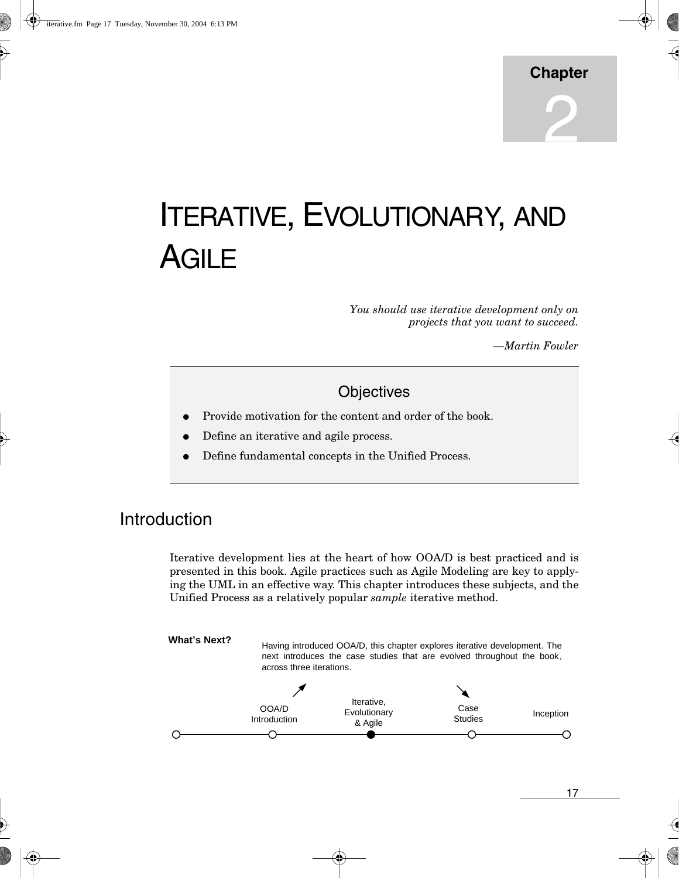# Chapter 2

# ITERATIVE, EVOLUTIONARY, AND AGILE

*You should use iterative development only on projects that you want to succeed.*

*—Martin Fowler*

## Objectives

- Provide motivation for the content and order of the book.
- Define an iterative and agile process.
- Define fundamental concepts in the Unified Process.

## Introduction

Iterative development lies at the heart of how OOA/D is best practiced and is presented in this book. Agile practices such as Agile Modeling are key to applying the UML in an effective way. This chapter introduces these subjects, and the Unified Process as a relatively popular *sample* iterative method.

**What's Next?** Having introduced OOA/D, this chapter explores iterative development. The next introduces the case studies that are evolved throughout the book, across three iterations.

OOA/D Introduction → Iterative, Evolutionary & Agile → Case Studies → Inception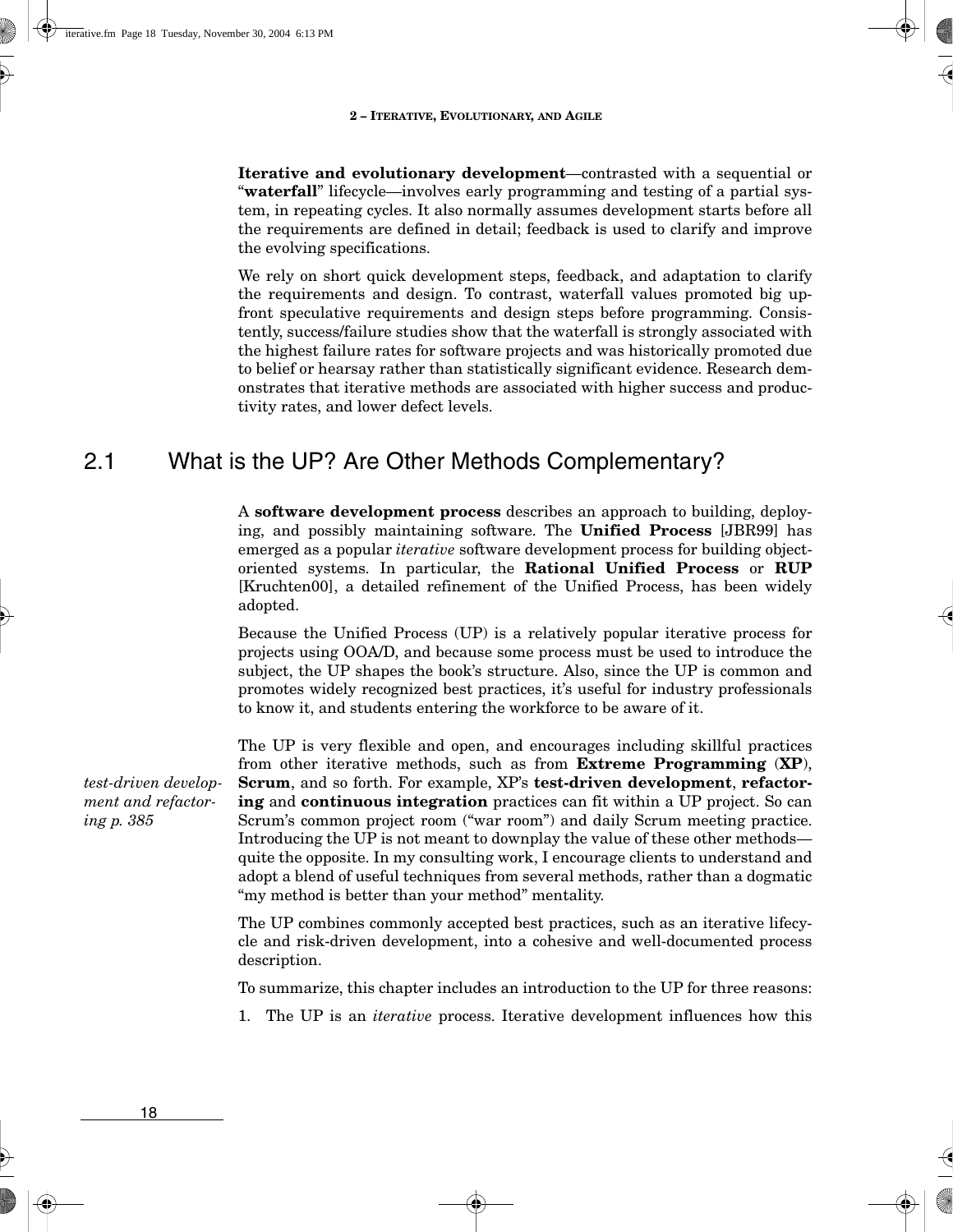**Iterative and evolutionary development**—contrasted with a sequential or "**waterfall**" lifecycle—involves early programming and testing of a partial system, in repeating cycles. It also normally assumes development starts before all the requirements are defined in detail; feedback is used to clarify and improve the evolving specifications.

We rely on short quick development steps, feedback, and adaptation to clarify the requirements and design. To contrast, waterfall values promoted big up-front speculative requirements and design steps before programming. Consistently, success/failure studies show that the waterfall is strongly associated with the highest failure rates for software projects and was historically promoted due to belief or hearsay rather than statistically significant evidence. Research demonstrates that iterative methods are associated with higher success and productivity rates, and lower defect levels.

## 2.1 What is the UP? Are Other Methods Complementary?

A **software development process** describes an approach to building, deploying, and possibly maintaining software. The **Unified Process** [JBR99] has emerged as a popular *iterative* software development process for building object-oriented systems. In particular, the **Rational Unified Process** or **RUP** [Kruchten00], a detailed refinement of the Unified Process, has been widely adopted.

Because the Unified Process (UP) is a relatively popular iterative process for projects using OOA/D, and because some process must be used to introduce the subject, the UP shapes the book's structure. Also, since the UP is common and promotes widely recognized best practices, it's useful for industry professionals to know it, and students entering the workforce to be aware of it.

*test-driven development and refactoring p. 385*

The UP is very flexible and open, and encourages including skillful practices from other iterative methods, such as from **Extreme Programming** (**XP**), **Scrum**, and so forth. For example, XP's **test-driven development**, **refactoring** and **continuous integration** practices can fit within a UP project. So can Scrum's common project room ("war room") and daily Scrum meeting practice. Introducing the UP is not meant to downplay the value of these other methods—quite the opposite. In my consulting work, I encourage clients to understand and adopt a blend of useful techniques from several methods, rather than a dogmatic "my method is better than your method" mentality.

The UP combines commonly accepted best practices, such as an iterative lifecycle and risk-driven development, into a cohesive and well-documented process description.

To summarize, this chapter includes an introduction to the UP for three reasons:

1. The UP is an *iterative* process. Iterative development influences how this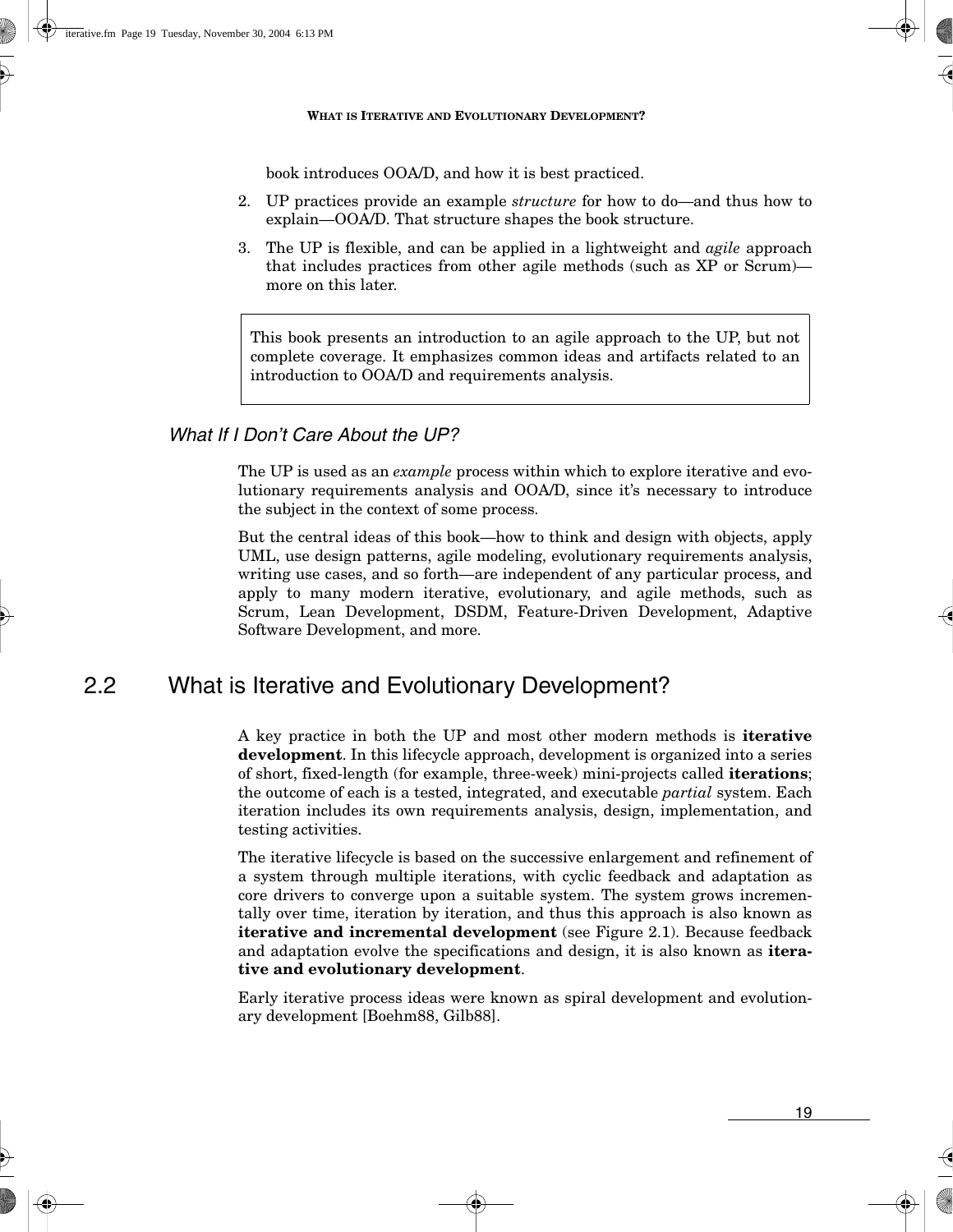book introduces OOA/D, and how it is best practiced.

2. UP practices provide an example *structure* for how to do—and thus how to explain—OOA/D. That structure shapes the book structure.
3. The UP is flexible, and can be applied in a lightweight and *agile* approach that includes practices from other agile methods (such as XP or Scrum)—more on this later.

> This book presents an introduction to an agile approach to the UP, but not complete coverage. It emphasizes common ideas and artifacts related to an introduction to OOA/D and requirements analysis.

### *What If I Don't Care About the UP?*

The UP is used as an *example* process within which to explore iterative and evolutionary requirements analysis and OOA/D, since it's necessary to introduce the subject in the context of some process.

But the central ideas of this book—how to think and design with objects, apply UML, use design patterns, agile modeling, evolutionary requirements analysis, writing use cases, and so forth—are independent of any particular process, and apply to many modern iterative, evolutionary, and agile methods, such as Scrum, Lean Development, DSDM, Feature-Driven Development, Adaptive Software Development, and more.

## 2.2 What is Iterative and Evolutionary Development?

A key practice in both the UP and most other modern methods is **iterative development**. In this lifecycle approach, development is organized into a series of short, fixed-length (for example, three-week) mini-projects called **iterations**; the outcome of each is a tested, integrated, and executable *partial* system. Each iteration includes its own requirements analysis, design, implementation, and testing activities.

The iterative lifecycle is based on the successive enlargement and refinement of a system through multiple iterations, with cyclic feedback and adaptation as core drivers to converge upon a suitable system. The system grows incrementally over time, iteration by iteration, and thus this approach is also known as **iterative and incremental development** (see Figure 2.1). Because feedback and adaptation evolve the specifications and design, it is also known as **iterative and evolutionary development**.

Early iterative process ideas were known as spiral development and evolutionary development [Boehm88, Gilb88].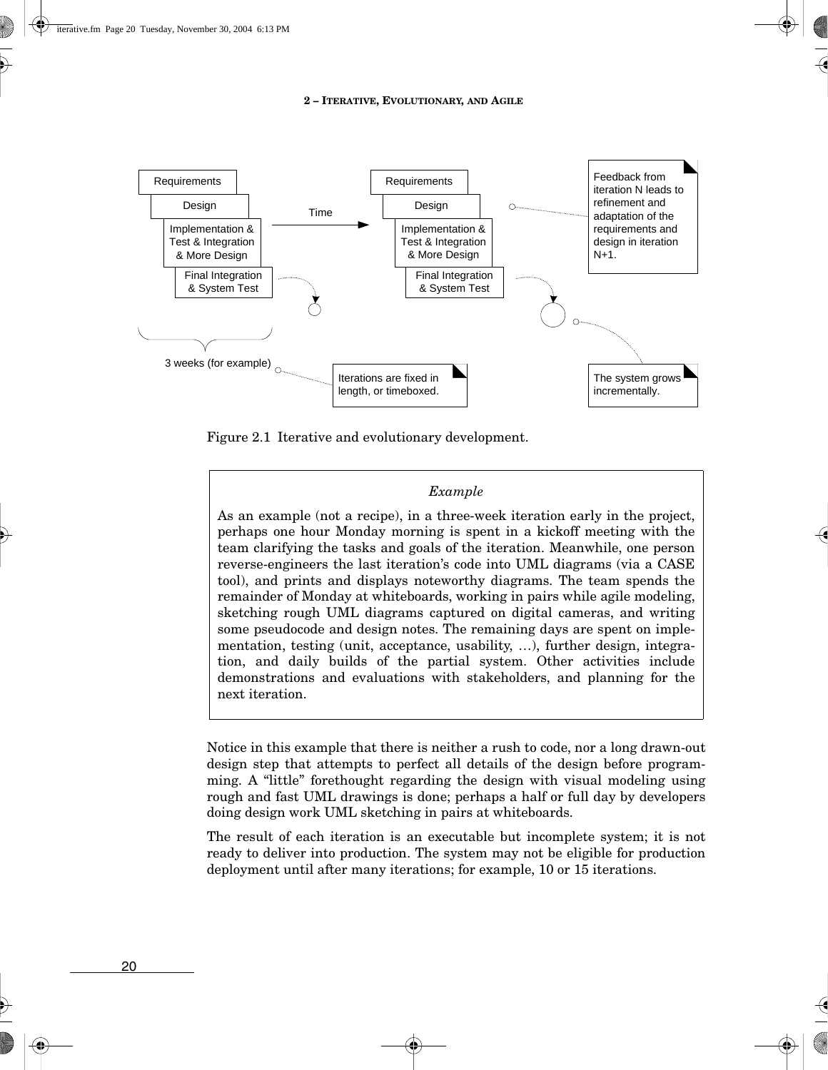Requirements

Design

Implementation & Test & Integration & More Design

Final Integration & System Test

Time

Requirements

Design

Implementation & Test & Integration & More Design

Final Integration & System Test

Feedback from iteration N leads to refinement and adaptation of the requirements and design in iteration N+1.

3 weeks (for example)

Iterations are fixed in length, or timeboxed.

The system grows incrementally.

Figure 2.1 Iterative and evolutionary development.

> *Example*
>
> As an example (not a recipe), in a three-week iteration early in the project, perhaps one hour Monday morning is spent in a kickoff meeting with the team clarifying the tasks and goals of the iteration. Meanwhile, one person reverse-engineers the last iteration's code into UML diagrams (via a CASE tool), and prints and displays noteworthy diagrams. The team spends the remainder of Monday at whiteboards, working in pairs while agile modeling, sketching rough UML diagrams captured on digital cameras, and writing some pseudocode and design notes. The remaining days are spent on implementation, testing (unit, acceptance, usability, ...), further design, integration, and daily builds of the partial system. Other activities include demonstrations and evaluations with stakeholders, and planning for the next iteration.

Notice in this example that there is neither a rush to code, nor a long drawn-out design step that attempts to perfect all details of the design before programming. A "little" forethought regarding the design with visual modeling using rough and fast UML drawings is done; perhaps a half or full day by developers doing design work UML sketching in pairs at whiteboards.

The result of each iteration is an executable but incomplete system; it is not ready to deliver into production. The system may not be eligible for production deployment until after many iterations; for example, 10 or 15 iterations.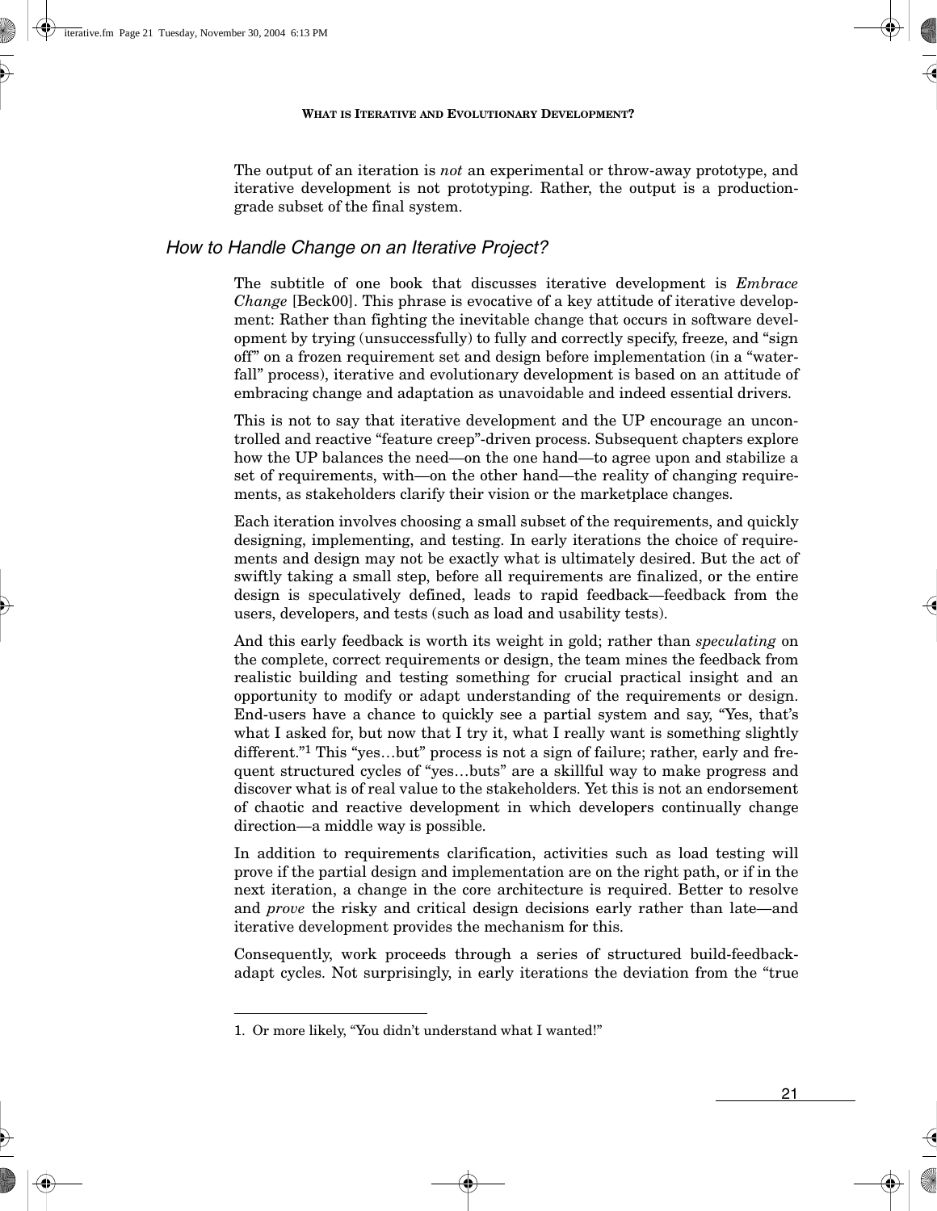The output of an iteration is *not* an experimental or throw-away prototype, and iterative development is not prototyping. Rather, the output is a production-grade subset of the final system.

## *How to Handle Change on an Iterative Project?*

The subtitle of one book that discusses iterative development is *Embrace Change* [Beck00]. This phrase is evocative of a key attitude of iterative development: Rather than fighting the inevitable change that occurs in software development by trying (unsuccessfully) to fully and correctly specify, freeze, and "sign off" on a frozen requirement set and design before implementation (in a "waterfall" process), iterative and evolutionary development is based on an attitude of embracing change and adaptation as unavoidable and indeed essential drivers.

This is not to say that iterative development and the UP encourage an uncontrolled and reactive "feature creep"-driven process. Subsequent chapters explore how the UP balances the need—on the one hand—to agree upon and stabilize a set of requirements, with—on the other hand—the reality of changing requirements, as stakeholders clarify their vision or the marketplace changes.

Each iteration involves choosing a small subset of the requirements, and quickly designing, implementing, and testing. In early iterations the choice of requirements and design may not be exactly what is ultimately desired. But the act of swiftly taking a small step, before all requirements are finalized, or the entire design is speculatively defined, leads to rapid feedback—feedback from the users, developers, and tests (such as load and usability tests).

And this early feedback is worth its weight in gold; rather than *speculating* on the complete, correct requirements or design, the team mines the feedback from realistic building and testing something for crucial practical insight and an opportunity to modify or adapt understanding of the requirements or design. End-users have a chance to quickly see a partial system and say, "Yes, that's what I asked for, but now that I try it, what I really want is something slightly different."[1] This "yes…but" process is not a sign of failure; rather, early and frequent structured cycles of "yes…buts" are a skillful way to make progress and discover what is of real value to the stakeholders. Yet this is not an endorsement of chaotic and reactive development in which developers continually change direction—a middle way is possible.

In addition to requirements clarification, activities such as load testing will prove if the partial design and implementation are on the right path, or if in the next iteration, a change in the core architecture is required. Better to resolve and *prove* the risky and critical design decisions early rather than late—and iterative development provides the mechanism for this.

Consequently, work proceeds through a series of structured build-feedback-adapt cycles. Not surprisingly, in early iterations the deviation from the "true

---

1. Or more likely, "You didn't understand what I wanted!"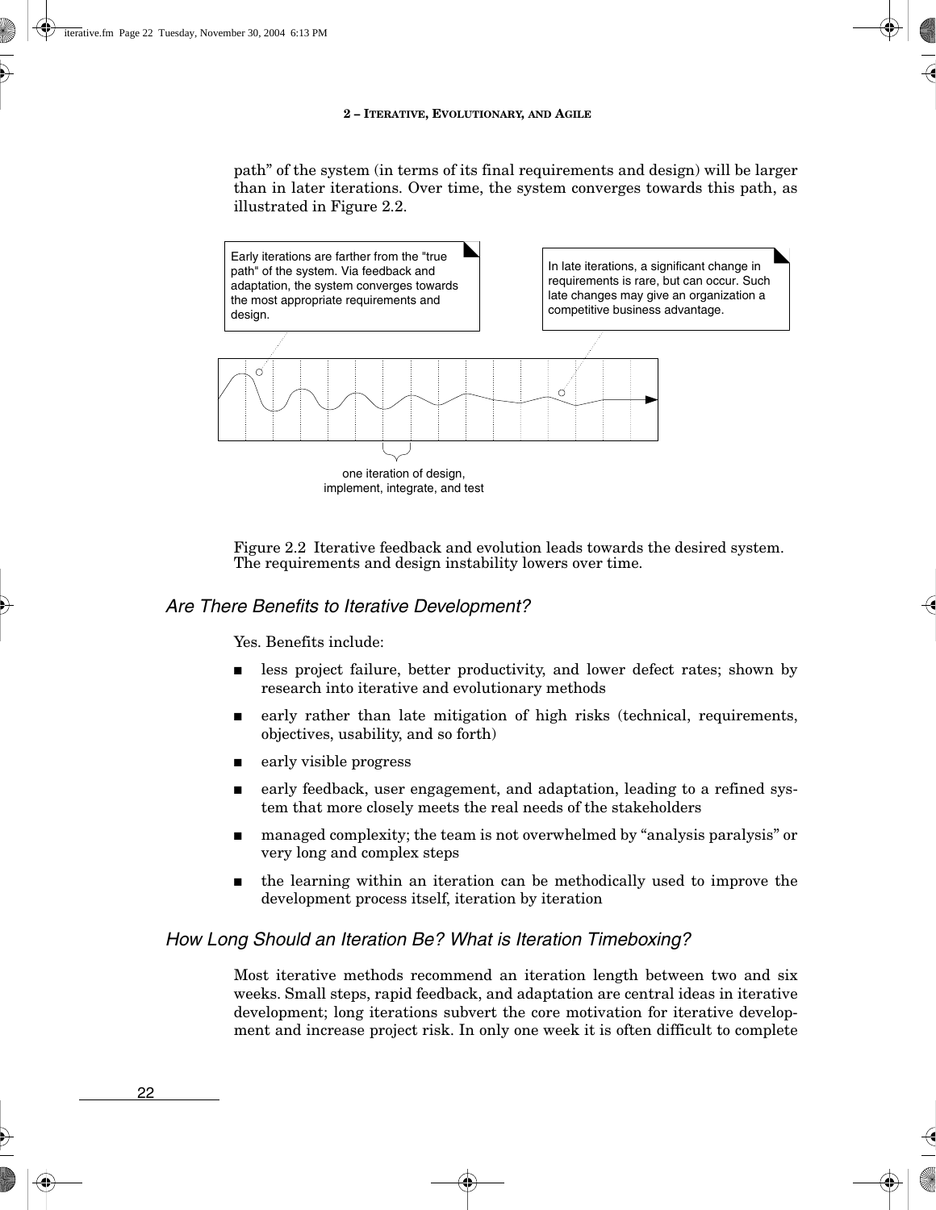path" of the system (in terms of its final requirements and design) will be larger than in later iterations. Over time, the system converges towards this path, as illustrated in Figure 2.2.

Early iterations are farther from the "true path" of the system. Via feedback and adaptation, the system converges towards the most appropriate requirements and design.

In late iterations, a significant change in requirements is rare, but can occur. Such late changes may give an organization a competitive business advantage.

one iteration of design, implement, integrate, and test

Figure 2.2 Iterative feedback and evolution leads towards the desired system. The requirements and design instability lowers over time.

### *Are There Benefits to Iterative Development?*

Yes. Benefits include:

- less project failure, better productivity, and lower defect rates; shown by research into iterative and evolutionary methods
- early rather than late mitigation of high risks (technical, requirements, objectives, usability, and so forth)
- early visible progress
- early feedback, user engagement, and adaptation, leading to a refined system that more closely meets the real needs of the stakeholders
- managed complexity; the team is not overwhelmed by "analysis paralysis" or very long and complex steps
- the learning within an iteration can be methodically used to improve the development process itself, iteration by iteration

### *How Long Should an Iteration Be? What is Iteration Timeboxing?*

Most iterative methods recommend an iteration length between two and six weeks. Small steps, rapid feedback, and adaptation are central ideas in iterative development; long iterations subvert the core motivation for iterative development and increase project risk. In only one week it is often difficult to complete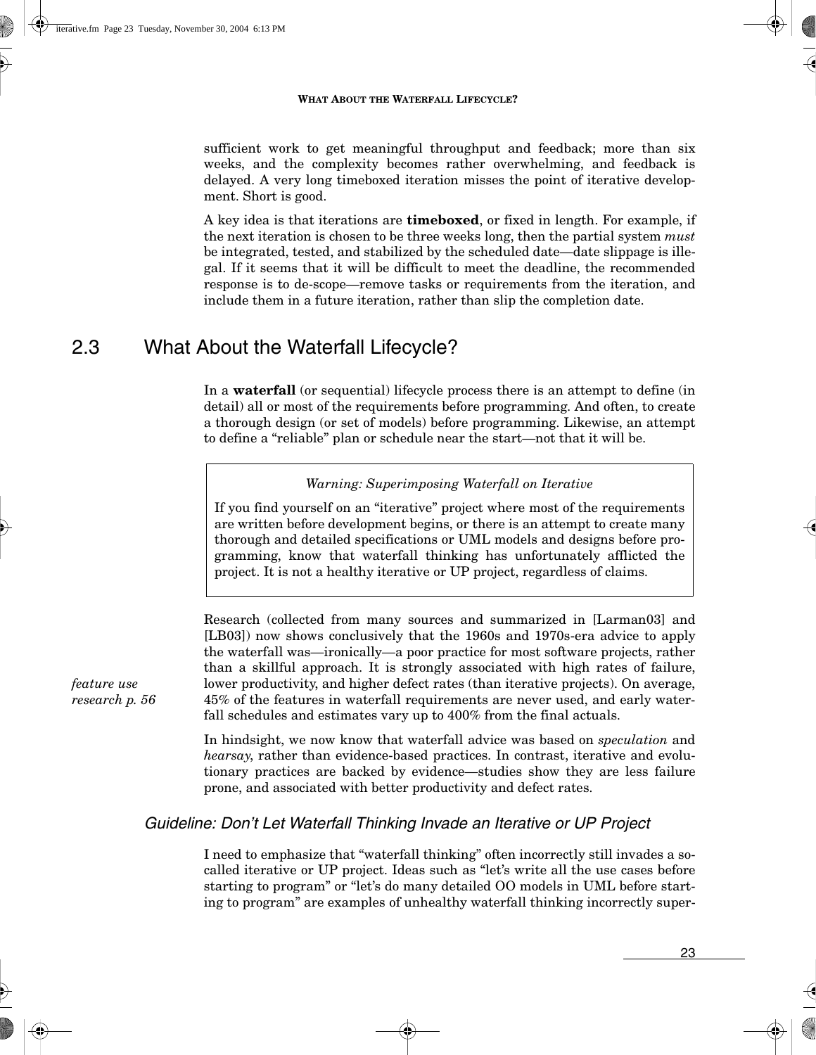sufficient work to get meaningful throughput and feedback; more than six weeks, and the complexity becomes rather overwhelming, and feedback is delayed. A very long timeboxed iteration misses the point of iterative development. Short is good.

A key idea is that iterations are **timeboxed**, or fixed in length. For example, if the next iteration is chosen to be three weeks long, then the partial system *must* be integrated, tested, and stabilized by the scheduled date—date slippage is illegal. If it seems that it will be difficult to meet the deadline, the recommended response is to de-scope—remove tasks or requirements from the iteration, and include them in a future iteration, rather than slip the completion date.

## 2.3 What About the Waterfall Lifecycle?

In a **waterfall** (or sequential) lifecycle process there is an attempt to define (in detail) all or most of the requirements before programming. And often, to create a thorough design (or set of models) before programming. Likewise, an attempt to define a "reliable" plan or schedule near the start—not that it will be.

> *Warning: Superimposing Waterfall on Iterative*
>
> If you find yourself on an "iterative" project where most of the requirements are written before development begins, or there is an attempt to create many thorough and detailed specifications or UML models and designs before programming, know that waterfall thinking has unfortunately afflicted the project. It is not a healthy iterative or UP project, regardless of claims.

Research (collected from many sources and summarized in [Larman03] and [LB03]) now shows conclusively that the 1960s and 1970s-era advice to apply the waterfall was—ironically—a poor practice for most software projects, rather than a skillful approach. It is strongly associated with high rates of failure, lower productivity, and higher defect rates (than iterative projects). On average, 45% of the features in waterfall requirements are never used, and early waterfall schedules and estimates vary up to 400% from the final actuals.

*feature use research p. 56*

In hindsight, we now know that waterfall advice was based on *speculation* and *hearsay*, rather than evidence-based practices. In contrast, iterative and evolutionary practices are backed by evidence—studies show they are less failure prone, and associated with better productivity and defect rates.

### *Guideline: Don't Let Waterfall Thinking Invade an Iterative or UP Project*

I need to emphasize that "waterfall thinking" often incorrectly still invades a so-called iterative or UP project. Ideas such as "let's write all the use cases before starting to program" or "let's do many detailed OO models in UML before starting to program" are examples of unhealthy waterfall thinking incorrectly super-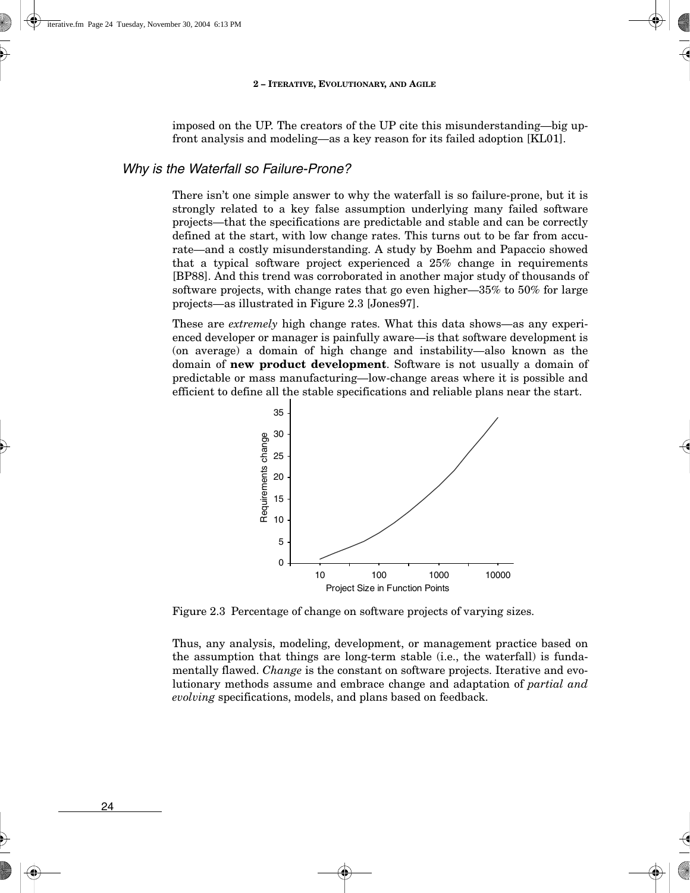imposed on the UP. The creators of the UP cite this misunderstanding—big up-front analysis and modeling—as a key reason for its failed adoption [KL01].

### *Why is the Waterfall so Failure-Prone?*

There isn't one simple answer to why the waterfall is so failure-prone, but it is strongly related to a key false assumption underlying many failed software projects—that the specifications are predictable and stable and can be correctly defined at the start, with low change rates. This turns out to be far from accurate—and a costly misunderstanding. A study by Boehm and Papaccio showed that a typical software project experienced a 25% change in requirements [BP88]. And this trend was corroborated in another major study of thousands of software projects, with change rates that go even higher—35% to 50% for large projects—as illustrated in Figure 2.3 [Jones97].

These are *extremely* high change rates. What this data shows—as any experienced developer or manager is painfully aware—is that software development is (on average) a domain of high change and instability—also known as the domain of **new product development**. Software is not usually a domain of predictable or mass manufacturing—low-change areas where it is possible and efficient to define all the stable specifications and reliable plans near the start.

Figure 2.3 Percentage of change on software projects of varying sizes.

Thus, any analysis, modeling, development, or management practice based on the assumption that things are long-term stable (i.e., the waterfall) is fundamentally flawed. *Change* is the constant on software projects. Iterative and evolutionary methods assume and embrace change and adaptation of *partial and evolving* specifications, models, and plans based on feedback.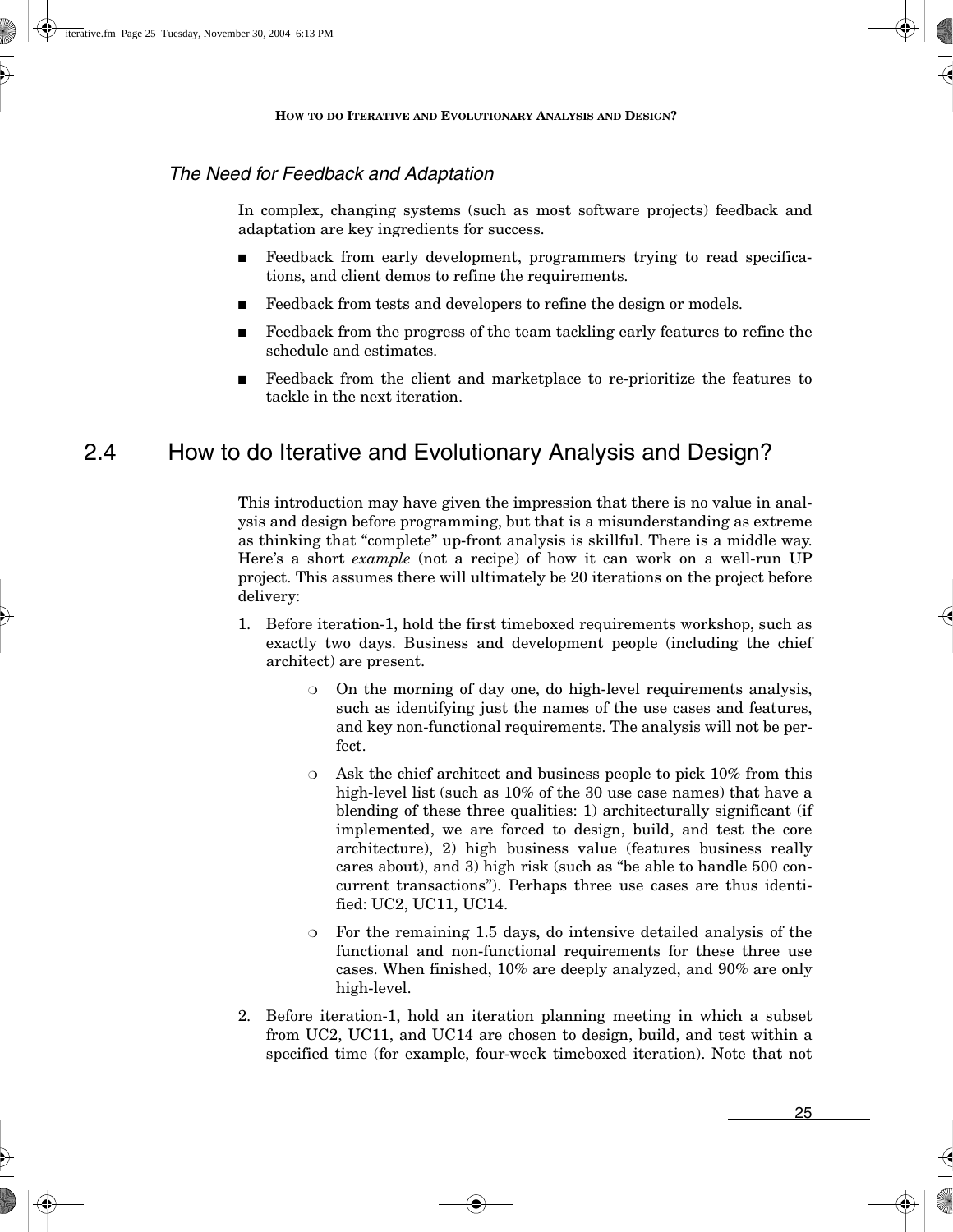### The Need for Feedback and Adaptation

In complex, changing systems (such as most software projects) feedback and adaptation are key ingredients for success.

- Feedback from early development, programmers trying to read specifications, and client demos to refine the requirements.
- Feedback from tests and developers to refine the design or models.
- Feedback from the progress of the team tackling early features to refine the schedule and estimates.
- Feedback from the client and marketplace to re-prioritize the features to tackle in the next iteration.

## 2.4 How to do Iterative and Evolutionary Analysis and Design?

This introduction may have given the impression that there is no value in analysis and design before programming, but that is a misunderstanding as extreme as thinking that "complete" up-front analysis is skillful. There is a middle way. Here's a short *example* (not a recipe) of how it can work on a well-run UP project. This assumes there will ultimately be 20 iterations on the project before delivery:

1. Before iteration-1, hold the first timeboxed requirements workshop, such as exactly two days. Business and development people (including the chief architect) are present.
   - On the morning of day one, do high-level requirements analysis, such as identifying just the names of the use cases and features, and key non-functional requirements. The analysis will not be perfect.
   - Ask the chief architect and business people to pick 10% from this high-level list (such as 10% of the 30 use case names) that have a blending of these three qualities: 1) architecturally significant (if implemented, we are forced to design, build, and test the core architecture), 2) high business value (features business really cares about), and 3) high risk (such as "be able to handle 500 concurrent transactions"). Perhaps three use cases are thus identified: UC2, UC11, UC14.
   - For the remaining 1.5 days, do intensive detailed analysis of the functional and non-functional requirements for these three use cases. When finished, 10% are deeply analyzed, and 90% are only high-level.
2. Before iteration-1, hold an iteration planning meeting in which a subset from UC2, UC11, and UC14 are chosen to design, build, and test within a specified time (for example, four-week timeboxed iteration). Note that not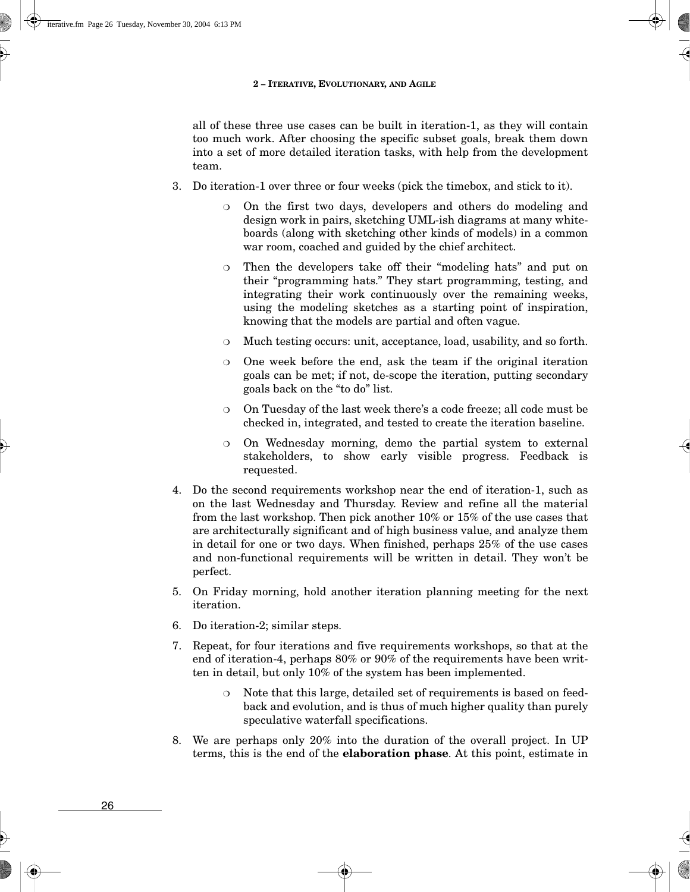all of these three use cases can be built in iteration-1, as they will contain too much work. After choosing the specific subset goals, break them down into a set of more detailed iteration tasks, with help from the development team.

3. Do iteration-1 over three or four weeks (pick the timebox, and stick to it).
   - On the first two days, developers and others do modeling and design work in pairs, sketching UML-ish diagrams at many whiteboards (along with sketching other kinds of models) in a common war room, coached and guided by the chief architect.
   - Then the developers take off their "modeling hats" and put on their "programming hats." They start programming, testing, and integrating their work continuously over the remaining weeks, using the modeling sketches as a starting point of inspiration, knowing that the models are partial and often vague.
   - Much testing occurs: unit, acceptance, load, usability, and so forth.
   - One week before the end, ask the team if the original iteration goals can be met; if not, de-scope the iteration, putting secondary goals back on the "to do" list.
   - On Tuesday of the last week there's a code freeze; all code must be checked in, integrated, and tested to create the iteration baseline.
   - On Wednesday morning, demo the partial system to external stakeholders, to show early visible progress. Feedback is requested.
4. Do the second requirements workshop near the end of iteration-1, such as on the last Wednesday and Thursday. Review and refine all the material from the last workshop. Then pick another 10% or 15% of the use cases that are architecturally significant and of high business value, and analyze them in detail for one or two days. When finished, perhaps 25% of the use cases and non-functional requirements will be written in detail. They won't be perfect.
5. On Friday morning, hold another iteration planning meeting for the next iteration.
6. Do iteration-2; similar steps.
7. Repeat, for four iterations and five requirements workshops, so that at the end of iteration-4, perhaps 80% or 90% of the requirements have been written in detail, but only 10% of the system has been implemented.
   - Note that this large, detailed set of requirements is based on feedback and evolution, and is thus of much higher quality than purely speculative waterfall specifications.
8. We are perhaps only 20% into the duration of the overall project. In UP terms, this is the end of the **elaboration phase**. At this point, estimate in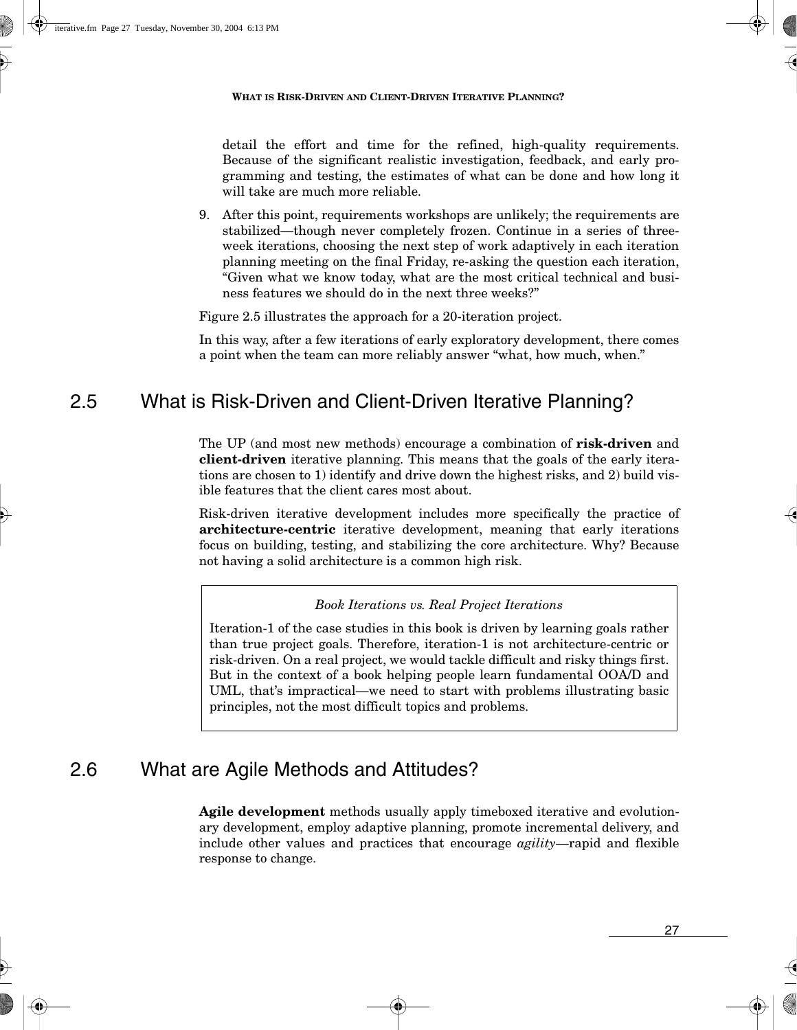detail the effort and time for the refined, high-quality requirements. Because of the significant realistic investigation, feedback, and early programming and testing, the estimates of what can be done and how long it will take are much more reliable.

9. After this point, requirements workshops are unlikely; the requirements are stabilized—though never completely frozen. Continue in a series of three-week iterations, choosing the next step of work adaptively in each iteration planning meeting on the final Friday, re-asking the question each iteration, "Given what we know today, what are the most critical technical and business features we should do in the next three weeks?"

Figure 2.5 illustrates the approach for a 20-iteration project.

In this way, after a few iterations of early exploratory development, there comes a point when the team can more reliably answer "what, how much, when."

## 2.5 What is Risk-Driven and Client-Driven Iterative Planning?

The UP (and most new methods) encourage a combination of **risk-driven** and **client-driven** iterative planning. This means that the goals of the early iterations are chosen to 1) identify and drive down the highest risks, and 2) build visible features that the client cares most about.

Risk-driven iterative development includes more specifically the practice of **architecture-centric** iterative development, meaning that early iterations focus on building, testing, and stabilizing the core architecture. Why? Because not having a solid architecture is a common high risk.

> *Book Iterations vs. Real Project Iterations*
>
> Iteration-1 of the case studies in this book is driven by learning goals rather than true project goals. Therefore, iteration-1 is not architecture-centric or risk-driven. On a real project, we would tackle difficult and risky things first. But in the context of a book helping people learn fundamental OOA/D and UML, that's impractical—we need to start with problems illustrating basic principles, not the most difficult topics and problems.

## 2.6 What are Agile Methods and Attitudes?

**Agile development** methods usually apply timeboxed iterative and evolutionary development, employ adaptive planning, promote incremental delivery, and include other values and practices that encourage *agility*—rapid and flexible response to change.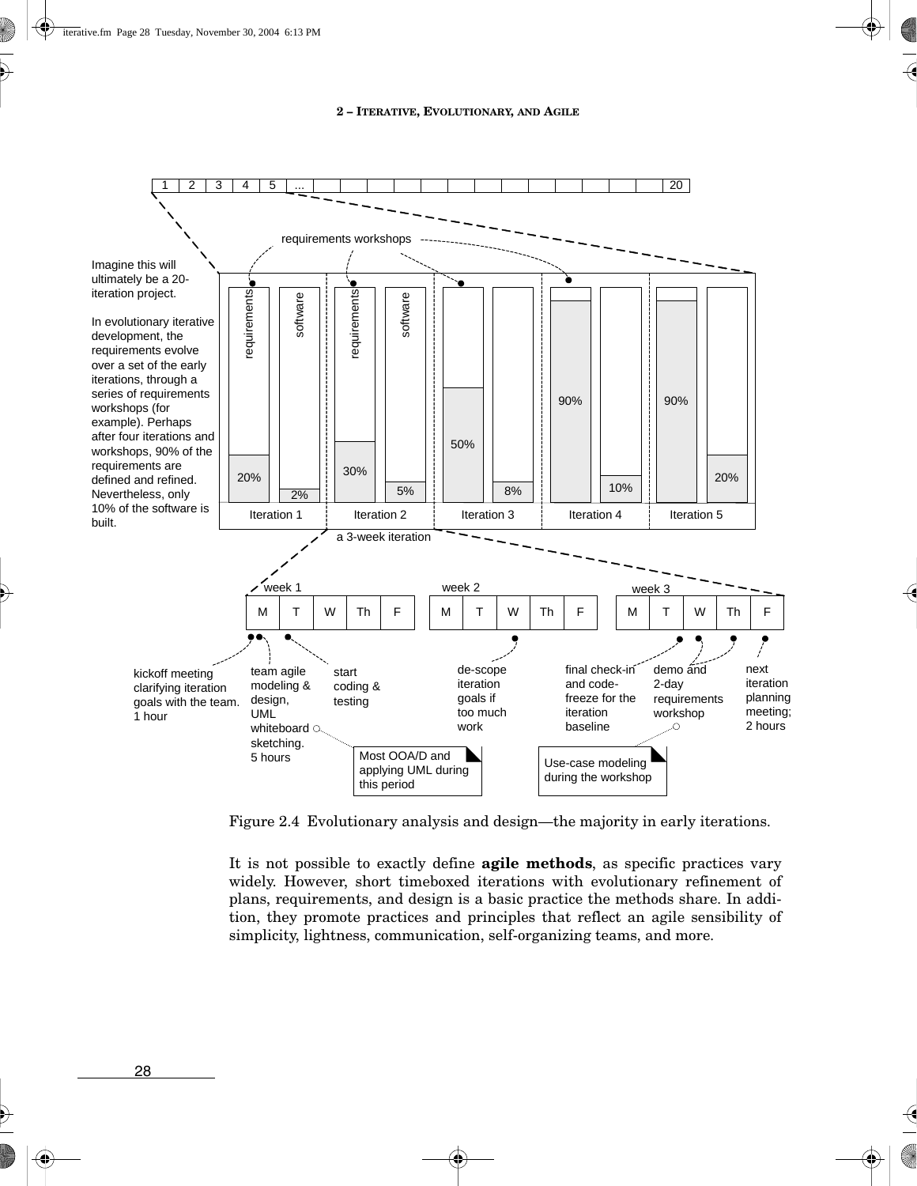Imagine this will ultimately be a 20-iteration project.

In evolutionary iterative development, the requirements evolve over a set of the early iterations, through a series of requirements workshops (for example). Perhaps after four iterations and workshops, 90% of the requirements are defined and refined. Nevertheless, only 10% of the software is built.

| | Iteration 1 | Iteration 2 | Iteration 3 | Iteration 4 | Iteration 5 |
|---|---|---|---|---|---|
| requirements | 20% | 30% | 50% | 90% | 90% |
| software | 2% | 5% | 8% | 10% | 20% |

requirements workshops

a 3-week iteration

| | M | T | W | Th | F |
|---|---|---|---|---|---|
| week 1 | kickoff meeting clarifying iteration goals with the team. 1 hour; team agile modeling & design, UML whiteboard sketching. 5 hours | start coding & testing | | | |
| week 2 | | | de-scope iteration goals if too much work | | |
| week 3 | | final check-in and code-freeze for the iteration baseline | demo and 2-day requirements workshop | demo and 2-day requirements workshop | next iteration planning meeting; 2 hours |

Most OOA/D and applying UML during this period

Use-case modeling during the workshop

Figure 2.4 Evolutionary analysis and design—the majority in early iterations.

It is not possible to exactly define **agile methods**, as specific practices vary widely. However, short timeboxed iterations with evolutionary refinement of plans, requirements, and design is a basic practice the methods share. In addition, they promote practices and principles that reflect an agile sensibility of simplicity, lightness, communication, self-organizing teams, and more.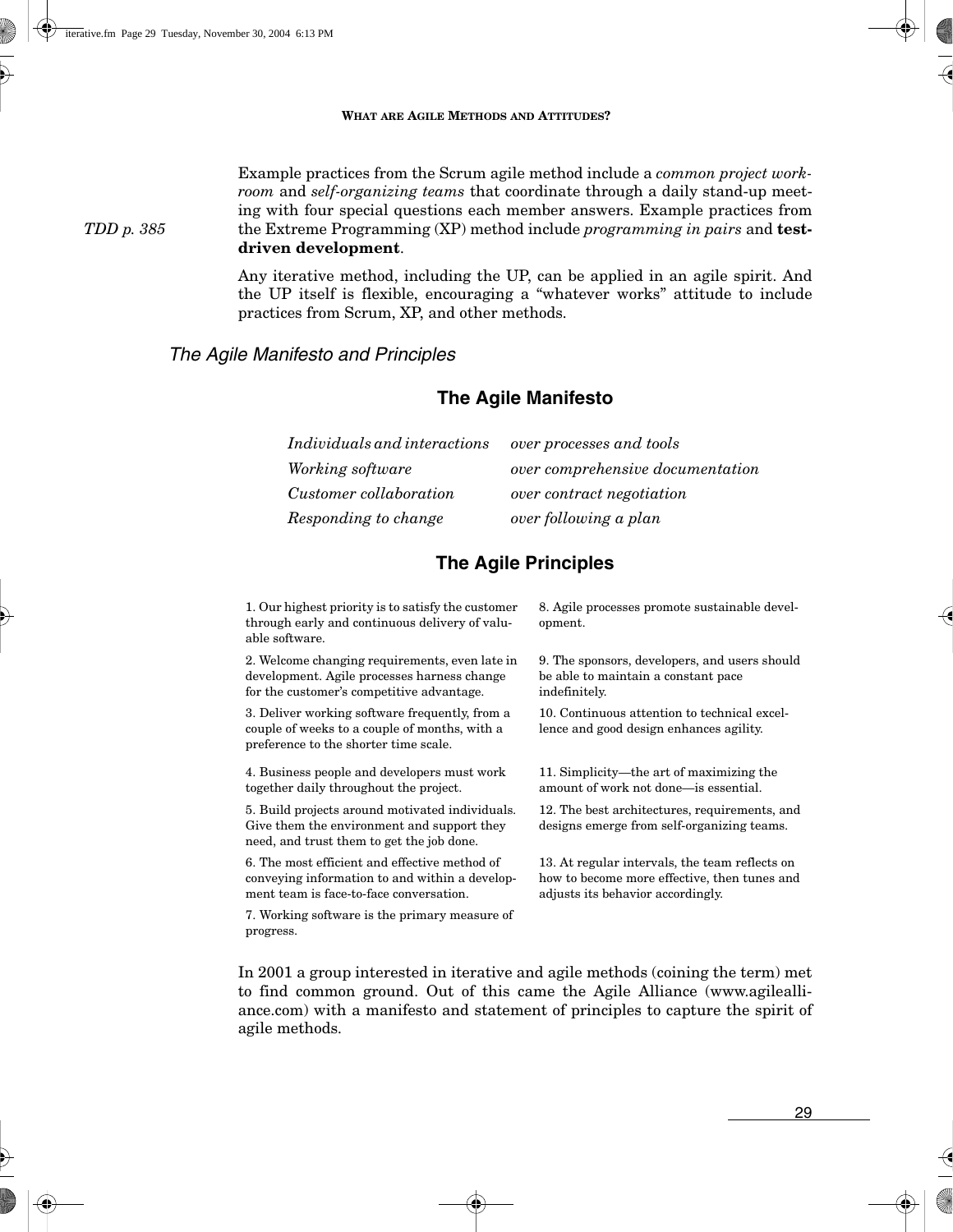Example practices from the Scrum agile method include a *common project workroom* and *self-organizing teams* that coordinate through a daily stand-up meeting with four special questions each member answers. Example practices from the Extreme Programming (XP) method include *programming in pairs* and **test-driven development**.

*TDD p. 385*

Any iterative method, including the UP, can be applied in an agile spirit. And the UP itself is flexible, encouraging a "whatever works" attitude to include practices from Scrum, XP, and other methods.

### The Agile Manifesto and Principles

#### The Agile Manifesto

| | |
|---|---|
| *Individuals and interactions* | *over processes and tools* |
| *Working software* | *over comprehensive documentation* |
| *Customer collaboration* | *over contract negotiation* |
| *Responding to change* | *over following a plan* |

#### The Agile Principles

1. Our highest priority is to satisfy the customer through early and continuous delivery of valuable software.
2. Welcome changing requirements, even late in development. Agile processes harness change for the customer's competitive advantage.
3. Deliver working software frequently, from a couple of weeks to a couple of months, with a preference to the shorter time scale.
4. Business people and developers must work together daily throughout the project.
5. Build projects around motivated individuals. Give them the environment and support they need, and trust them to get the job done.
6. The most efficient and effective method of conveying information to and within a development team is face-to-face conversation.
7. Working software is the primary measure of progress.
8. Agile processes promote sustainable development.
9. The sponsors, developers, and users should be able to maintain a constant pace indefinitely.
10. Continuous attention to technical excellence and good design enhances agility.
11. Simplicity—the art of maximizing the amount of work not done—is essential.
12. The best architectures, requirements, and designs emerge from self-organizing teams.
13. At regular intervals, the team reflects on how to become more effective, then tunes and adjusts its behavior accordingly.

In 2001 a group interested in iterative and agile methods (coining the term) met to find common ground. Out of this came the Agile Alliance (www.agilealliance.com) with a manifesto and statement of principles to capture the spirit of agile methods.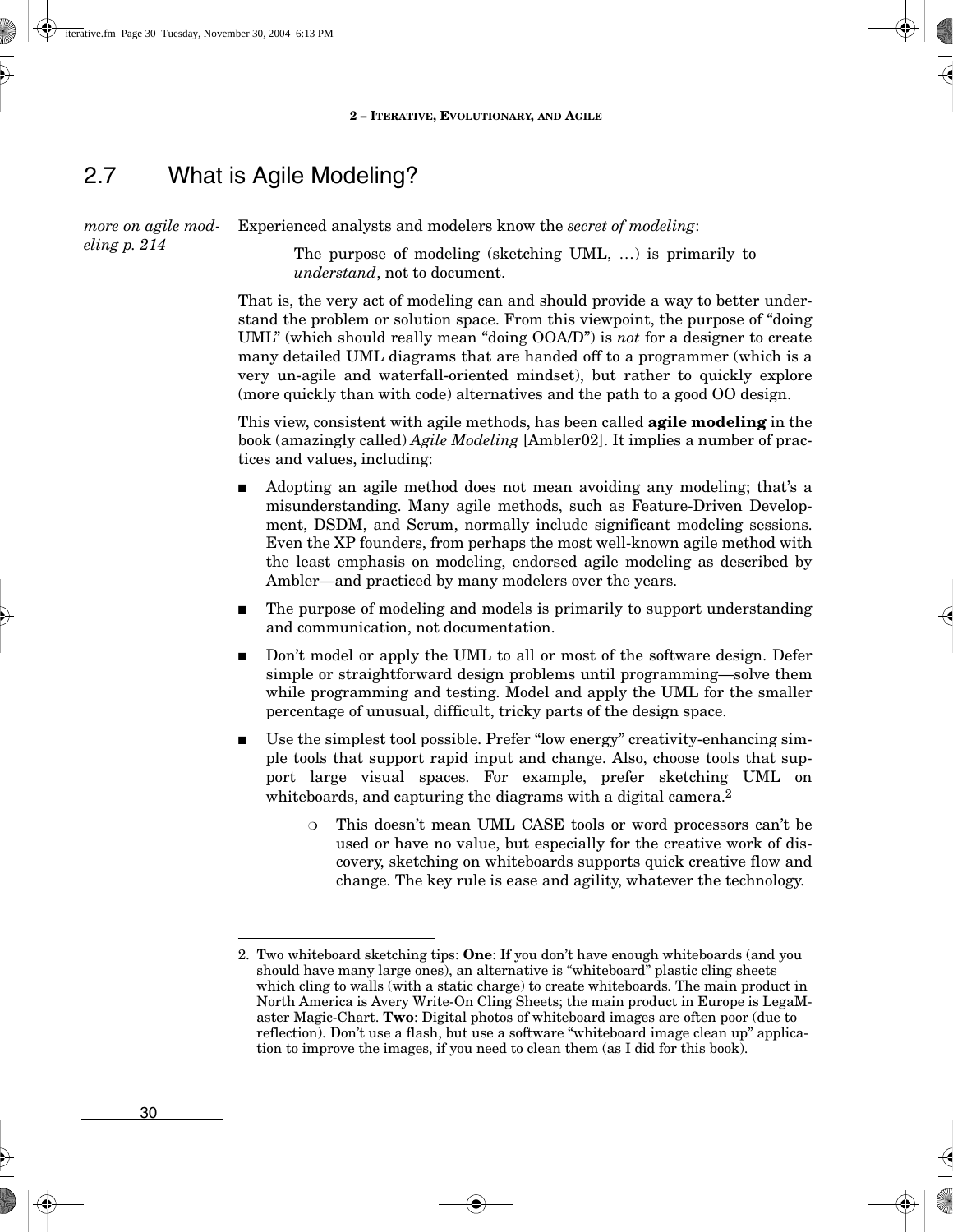## 2.7 What is Agile Modeling?

*more on agile modeling p. 214*

Experienced analysts and modelers know the *secret of modeling*:

> The purpose of modeling (sketching UML, …) is primarily to *understand*, not to document.

That is, the very act of modeling can and should provide a way to better understand the problem or solution space. From this viewpoint, the purpose of "doing UML" (which should really mean "doing OOA/D") is *not* for a designer to create many detailed UML diagrams that are handed off to a programmer (which is a very un-agile and waterfall-oriented mindset), but rather to quickly explore (more quickly than with code) alternatives and the path to a good OO design.

This view, consistent with agile methods, has been called **agile modeling** in the book (amazingly called) *Agile Modeling* [Ambler02]. It implies a number of practices and values, including:

- Adopting an agile method does not mean avoiding any modeling; that's a misunderstanding. Many agile methods, such as Feature-Driven Development, DSDM, and Scrum, normally include significant modeling sessions. Even the XP founders, from perhaps the most well-known agile method with the least emphasis on modeling, endorsed agile modeling as described by Ambler—and practiced by many modelers over the years.
- The purpose of modeling and models is primarily to support understanding and communication, not documentation.
- Don't model or apply the UML to all or most of the software design. Defer simple or straightforward design problems until programming—solve them while programming and testing. Model and apply the UML for the smaller percentage of unusual, difficult, tricky parts of the design space.
- Use the simplest tool possible. Prefer "low energy" creativity-enhancing simple tools that support rapid input and change. Also, choose tools that support large visual spaces. For example, prefer sketching UML on whiteboards, and capturing the diagrams with a digital camera.[2]
    - This doesn't mean UML CASE tools or word processors can't be used or have no value, but especially for the creative work of discovery, sketching on whiteboards supports quick creative flow and change. The key rule is ease and agility, whatever the technology.

---

2. Two whiteboard sketching tips: **One**: If you don't have enough whiteboards (and you should have many large ones), an alternative is "whiteboard" plastic cling sheets which cling to walls (with a static charge) to create whiteboards. The main product in North America is Avery Write-On Cling Sheets; the main product in Europe is LegaMaster Magic-Chart. **Two**: Digital photos of whiteboard images are often poor (due to reflection). Don't use a flash, but use a software "whiteboard image clean up" application to improve the images, if you need to clean them (as I did for this book).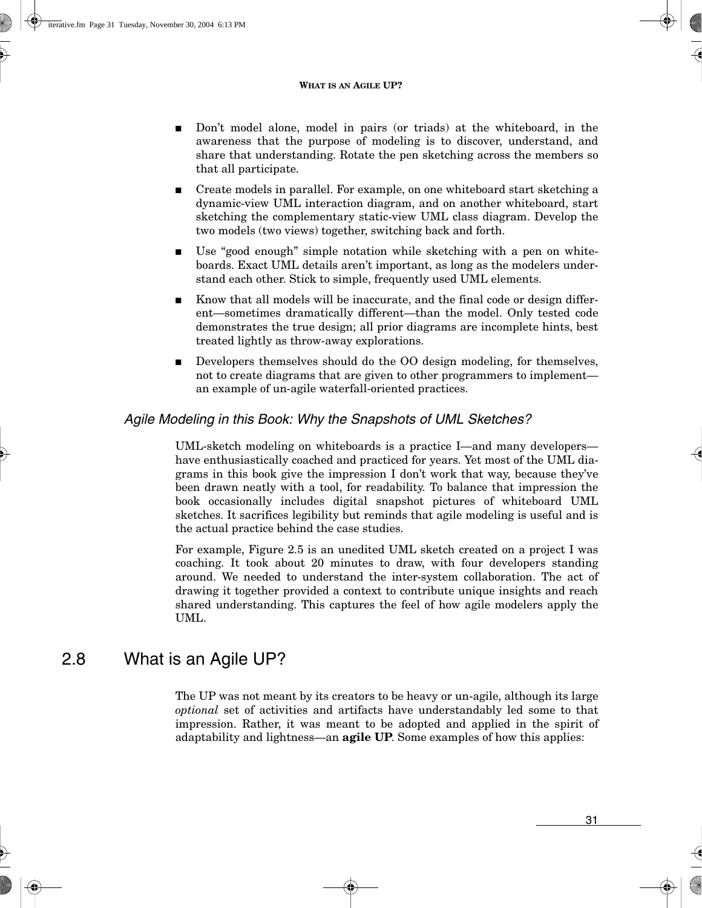- Don't model alone, model in pairs (or triads) at the whiteboard, in the awareness that the purpose of modeling is to discover, understand, and share that understanding. Rotate the pen sketching across the members so that all participate.
- Create models in parallel. For example, on one whiteboard start sketching a dynamic-view UML interaction diagram, and on another whiteboard, start sketching the complementary static-view UML class diagram. Develop the two models (two views) together, switching back and forth.
- Use "good enough" simple notation while sketching with a pen on whiteboards. Exact UML details aren't important, as long as the modelers understand each other. Stick to simple, frequently used UML elements.
- Know that all models will be inaccurate, and the final code or design different—sometimes dramatically different—than the model. Only tested code demonstrates the true design; all prior diagrams are incomplete hints, best treated lightly as throw-away explorations.
- Developers themselves should do the OO design modeling, for themselves, not to create diagrams that are given to other programmers to implement—an example of un-agile waterfall-oriented practices.

### *Agile Modeling in this Book: Why the Snapshots of UML Sketches?*

UML-sketch modeling on whiteboards is a practice I—and many developers—have enthusiastically coached and practiced for years. Yet most of the UML diagrams in this book give the impression I don't work that way, because they've been drawn neatly with a tool, for readability. To balance that impression the book occasionally includes digital snapshot pictures of whiteboard UML sketches. It sacrifices legibility but reminds that agile modeling is useful and is the actual practice behind the case studies.

For example, Figure 2.5 is an unedited UML sketch created on a project I was coaching. It took about 20 minutes to draw, with four developers standing around. We needed to understand the inter-system collaboration. The act of drawing it together provided a context to contribute unique insights and reach shared understanding. This captures the feel of how agile modelers apply the UML.

## 2.8 What is an Agile UP?

The UP was not meant by its creators to be heavy or un-agile, although its large *optional* set of activities and artifacts have understandably led some to that impression. Rather, it was meant to be adopted and applied in the spirit of adaptability and lightness—an **agile UP**. Some examples of how this applies: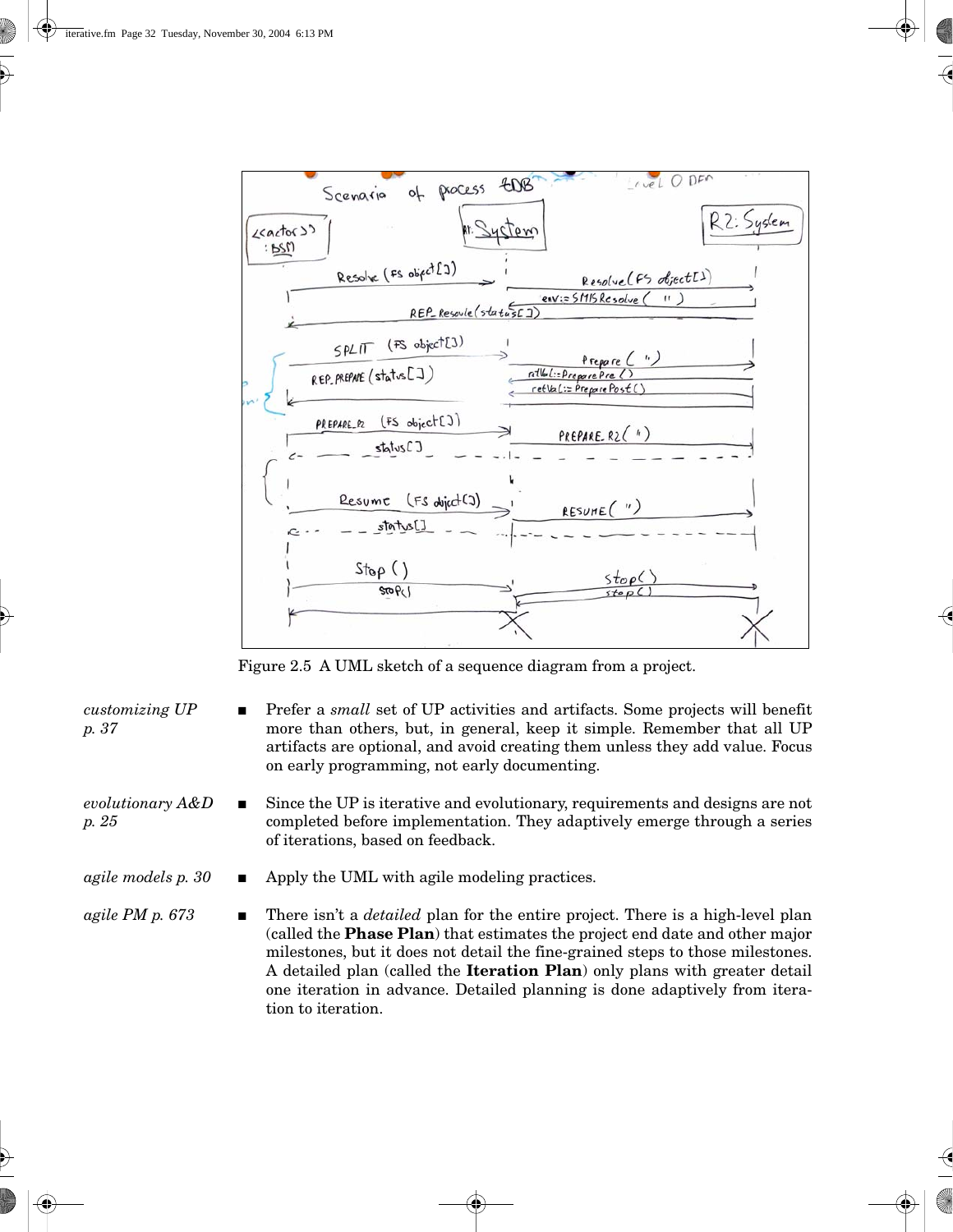Figure 2.5 A UML sketch of a sequence diagram from a project.

*customizing UP p. 37*

- Prefer a *small* set of UP activities and artifacts. Some projects will benefit more than others, but, in general, keep it simple. Remember that all UP artifacts are optional, and avoid creating them unless they add value. Focus on early programming, not early documenting.

*evolutionary A&D p. 25*

- Since the UP is iterative and evolutionary, requirements and designs are not completed before implementation. They adaptively emerge through a series of iterations, based on feedback.

*agile models p. 30*

- Apply the UML with agile modeling practices.

*agile PM p. 673*

- There isn't a *detailed* plan for the entire project. There is a high-level plan (called the **Phase Plan**) that estimates the project end date and other major milestones, but it does not detail the fine-grained steps to those milestones. A detailed plan (called the **Iteration Plan**) only plans with greater detail one iteration in advance. Detailed planning is done adaptively from iteration to iteration.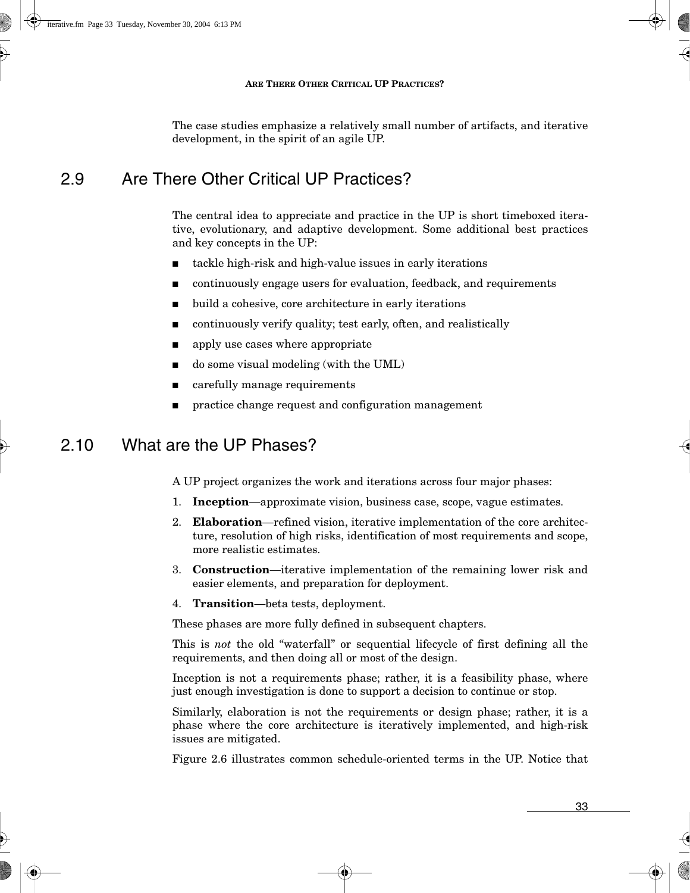The case studies emphasize a relatively small number of artifacts, and iterative development, in the spirit of an agile UP.

## 2.9 Are There Other Critical UP Practices?

The central idea to appreciate and practice in the UP is short timeboxed iterative, evolutionary, and adaptive development. Some additional best practices and key concepts in the UP:

- tackle high-risk and high-value issues in early iterations
- continuously engage users for evaluation, feedback, and requirements
- build a cohesive, core architecture in early iterations
- continuously verify quality; test early, often, and realistically
- apply use cases where appropriate
- do some visual modeling (with the UML)
- carefully manage requirements
- practice change request and configuration management

## 2.10 What are the UP Phases?

A UP project organizes the work and iterations across four major phases:

1. **Inception**—approximate vision, business case, scope, vague estimates.
2. **Elaboration**—refined vision, iterative implementation of the core architecture, resolution of high risks, identification of most requirements and scope, more realistic estimates.
3. **Construction**—iterative implementation of the remaining lower risk and easier elements, and preparation for deployment.
4. **Transition**—beta tests, deployment.

These phases are more fully defined in subsequent chapters.

This is *not* the old "waterfall" or sequential lifecycle of first defining all the requirements, and then doing all or most of the design.

Inception is not a requirements phase; rather, it is a feasibility phase, where just enough investigation is done to support a decision to continue or stop.

Similarly, elaboration is not the requirements or design phase; rather, it is a phase where the core architecture is iteratively implemented, and high-risk issues are mitigated.

Figure 2.6 illustrates common schedule-oriented terms in the UP. Notice that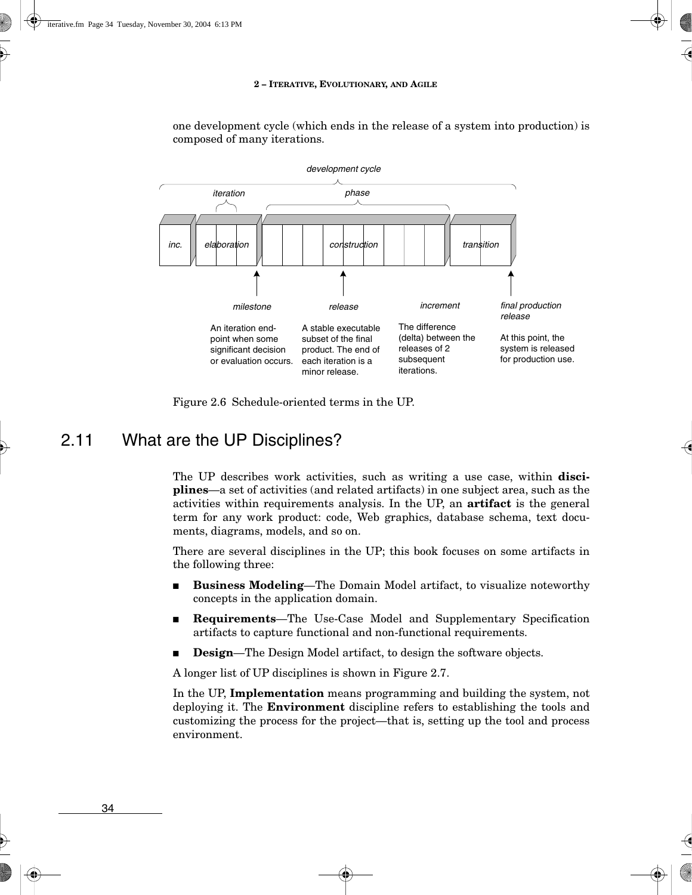one development cycle (which ends in the release of a system into production) is composed of many iterations.

development cycle

iteration | phase

inc. | elaboration | construction | transition

*milestone*

An iteration end-point when some significant decision or evaluation occurs.

*release*

A stable executable subset of the final product. The end of each iteration is a minor release.

*increment*

The difference (delta) between the releases of 2 subsequent iterations.

*final production release*

At this point, the system is released for production use.

Figure 2.6 Schedule-oriented terms in the UP.

## 2.11 What are the UP Disciplines?

The UP describes work activities, such as writing a use case, within **disciplines**—a set of activities (and related artifacts) in one subject area, such as the activities within requirements analysis. In the UP, an **artifact** is the general term for any work product: code, Web graphics, database schema, text documents, diagrams, models, and so on.

There are several disciplines in the UP; this book focuses on some artifacts in the following three:

- **Business Modeling**—The Domain Model artifact, to visualize noteworthy concepts in the application domain.
- **Requirements**—The Use-Case Model and Supplementary Specification artifacts to capture functional and non-functional requirements.
- **Design**—The Design Model artifact, to design the software objects.

A longer list of UP disciplines is shown in Figure 2.7.

In the UP, **Implementation** means programming and building the system, not deploying it. The **Environment** discipline refers to establishing the tools and customizing the process for the project—that is, setting up the tool and process environment.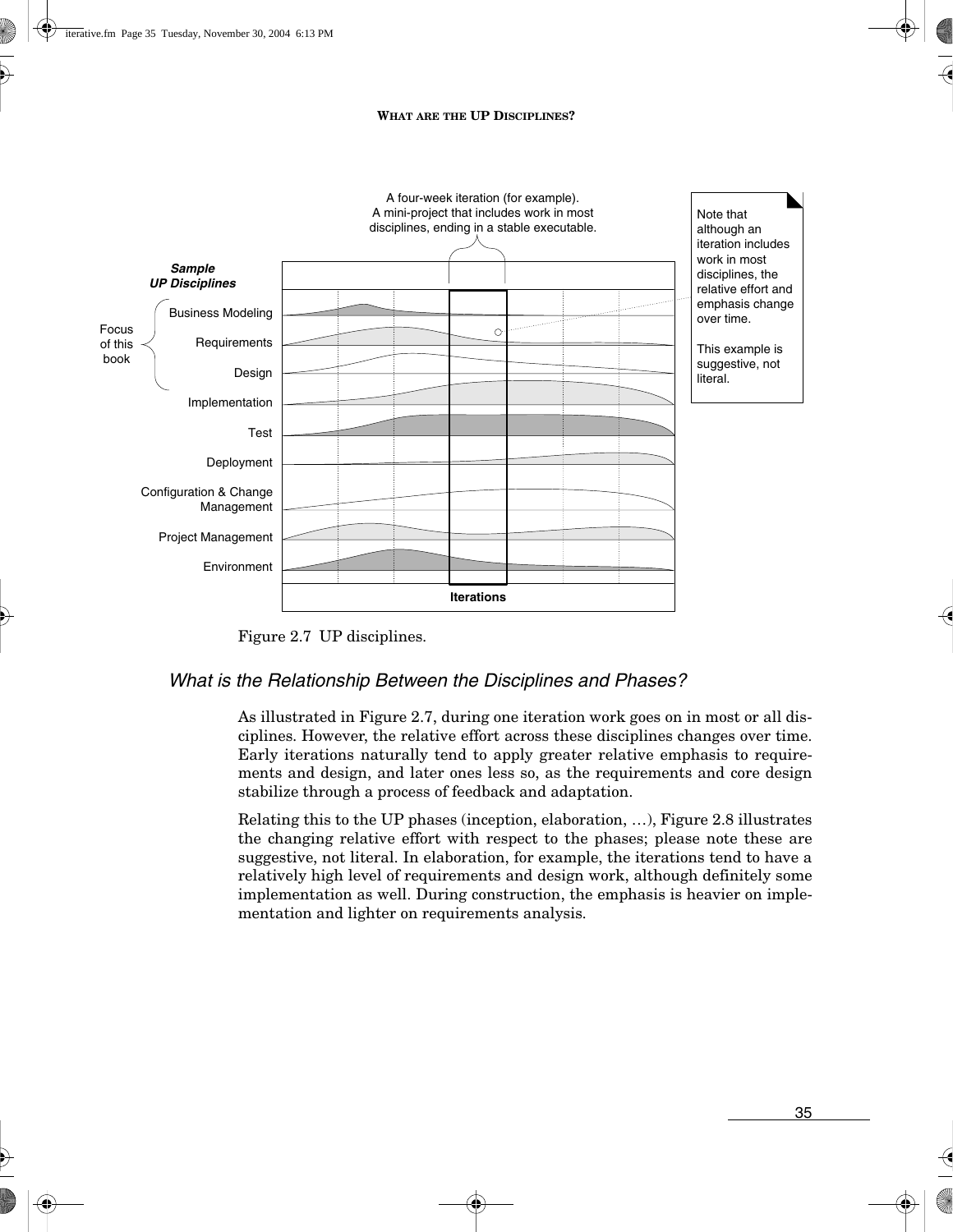A four-week iteration (for example).
A mini-project that includes work in most disciplines, ending in a stable executable.

*Sample UP Disciplines*

Focus of this book:
- Business Modeling
- Requirements
- Design

Implementation

Test

Deployment

Configuration & Change Management

Project Management

Environment

**Iterations**

Note that although an iteration includes work in most disciplines, the relative effort and emphasis change over time.

This example is suggestive, not literal.

Figure 2.7 UP disciplines.

### *What is the Relationship Between the Disciplines and Phases?*

As illustrated in Figure 2.7, during one iteration work goes on in most or all disciplines. However, the relative effort across these disciplines changes over time. Early iterations naturally tend to apply greater relative emphasis to requirements and design, and later ones less so, as the requirements and core design stabilize through a process of feedback and adaptation.

Relating this to the UP phases (inception, elaboration, …), Figure 2.8 illustrates the changing relative effort with respect to the phases; please note these are suggestive, not literal. In elaboration, for example, the iterations tend to have a relatively high level of requirements and design work, although definitely some implementation as well. During construction, the emphasis is heavier on implementation and lighter on requirements analysis.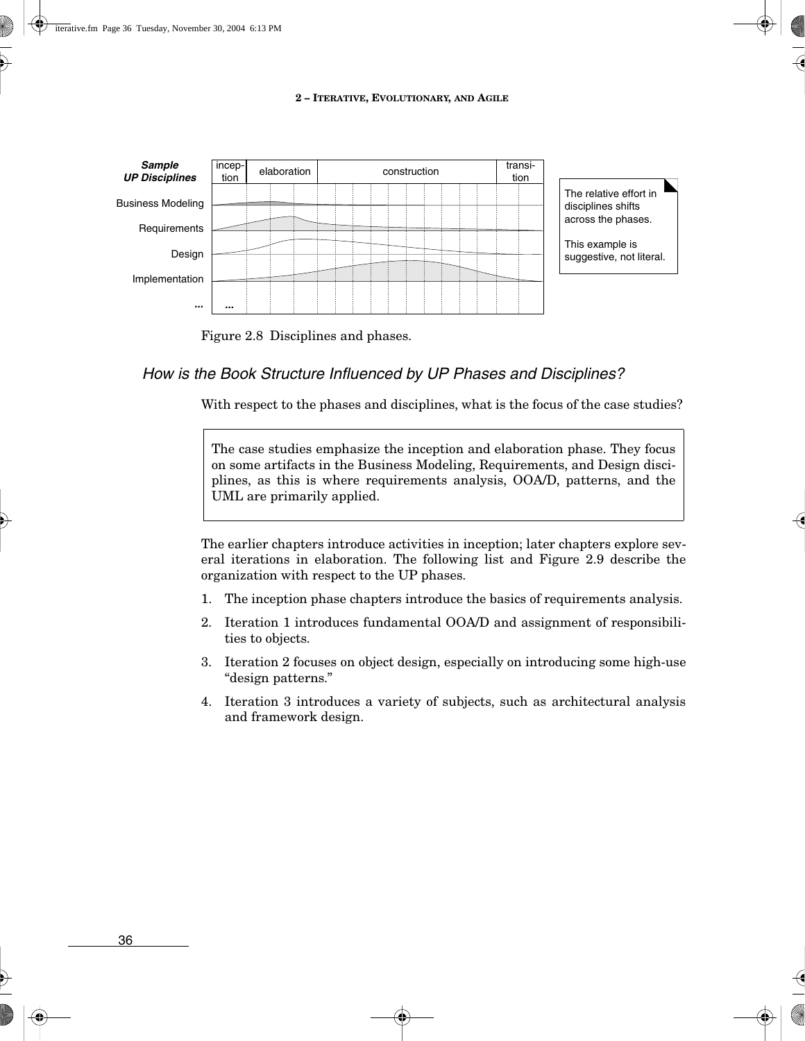Figure 2.8 Disciplines and phases.

### *How is the Book Structure Influenced by UP Phases and Disciplines?*

With respect to the phases and disciplines, what is the focus of the case studies?

> The case studies emphasize the inception and elaboration phase. They focus on some artifacts in the Business Modeling, Requirements, and Design disciplines, as this is where requirements analysis, OOA/D, patterns, and the UML are primarily applied.

The earlier chapters introduce activities in inception; later chapters explore several iterations in elaboration. The following list and Figure 2.9 describe the organization with respect to the UP phases.

1. The inception phase chapters introduce the basics of requirements analysis.
2. Iteration 1 introduces fundamental OOA/D and assignment of responsibilities to objects.
3. Iteration 2 focuses on object design, especially on introducing some high-use "design patterns."
4. Iteration 3 introduces a variety of subjects, such as architectural analysis and framework design.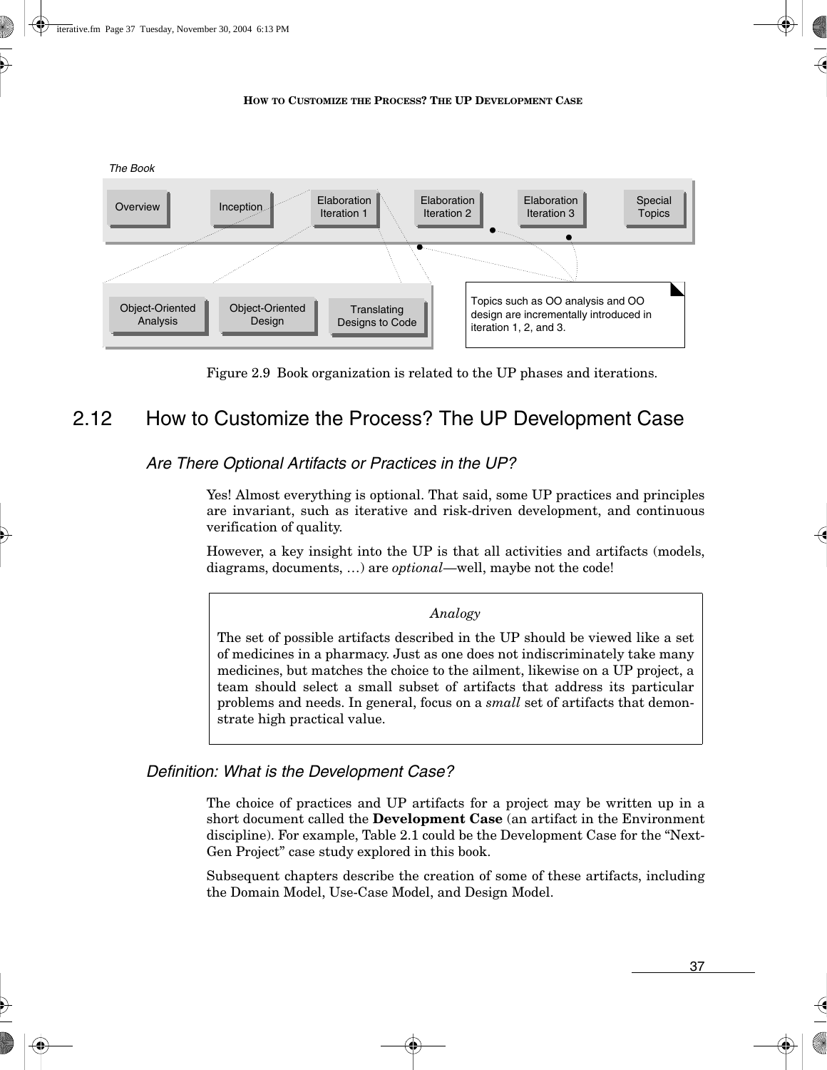The Book

Overview | Inception | Elaboration Iteration 1 | Elaboration Iteration 2 | Elaboration Iteration 3 | Special Topics

Object-Oriented Analysis | Object-Oriented Design | Translating Designs to Code

Topics such as OO analysis and OO design are incrementally introduced in iteration 1, 2, and 3.

Figure 2.9 Book organization is related to the UP phases and iterations.

## 2.12 How to Customize the Process? The UP Development Case

### *Are There Optional Artifacts or Practices in the UP?*

Yes! Almost everything is optional. That said, some UP practices and principles are invariant, such as iterative and risk-driven development, and continuous verification of quality.

However, a key insight into the UP is that all activities and artifacts (models, diagrams, documents, …) are *optional*—well, maybe not the code!

> *Analogy*
>
> The set of possible artifacts described in the UP should be viewed like a set of medicines in a pharmacy. Just as one does not indiscriminately take many medicines, but matches the choice to the ailment, likewise on a UP project, a team should select a small subset of artifacts that address its particular problems and needs. In general, focus on a *small* set of artifacts that demonstrate high practical value.

### *Definition: What is the Development Case?*

The choice of practices and UP artifacts for a project may be written up in a short document called the **Development Case** (an artifact in the Environment discipline). For example, Table 2.1 could be the Development Case for the "Next-Gen Project" case study explored in this book.

Subsequent chapters describe the creation of some of these artifacts, including the Domain Model, Use-Case Model, and Design Model.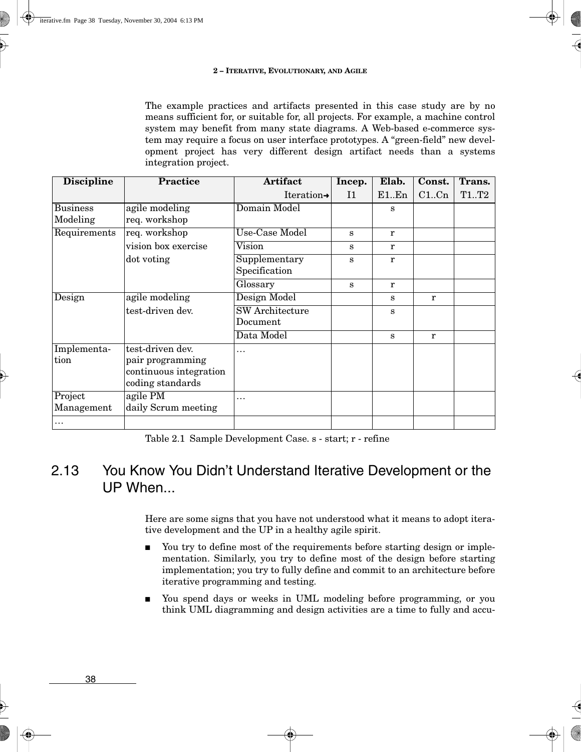The example practices and artifacts presented in this case study are by no means sufficient for, or suitable for, all projects. For example, a machine control system may benefit from many state diagrams. A Web-based e-commerce system may require a focus on user interface prototypes. A "green-field" new development project has very different design artifact needs than a systems integration project.

| Discipline | Practice | Artifact | Incep. | Elab. | Const. | Trans. |
|---|---|---|---|---|---|---|
| | | Iteration→ | I1 | E1..En | C1..Cn | T1..T2 |
| Business Modeling | agile modeling<br>req. workshop | Domain Model | | s | | |
| Requirements | req. workshop | Use-Case Model | s | r | | |
| | vision box exercise | Vision | s | r | | |
| | dot voting | Supplementary Specification | s | r | | |
| | | Glossary | s | r | | |
| Design | agile modeling | Design Model | | s | r | |
| | test-driven dev. | SW Architecture Document | | s | | |
| | | Data Model | | s | r | |
| Implementation | test-driven dev.<br>pair programming<br>continuous integration<br>coding standards | … | | | | |
| Project Management | agile PM<br>daily Scrum meeting | … | | | | |
| … | | | | | | |

Table 2.1 Sample Development Case. s - start; r - refine

## 2.13 You Know You Didn't Understand Iterative Development or the UP When...

Here are some signs that you have not understood what it means to adopt iterative development and the UP in a healthy agile spirit.

- You try to define most of the requirements before starting design or implementation. Similarly, you try to define most of the design before starting implementation; you try to fully define and commit to an architecture before iterative programming and testing.
- You spend days or weeks in UML modeling before programming, or you think UML diagramming and design activities are a time to fully and accu-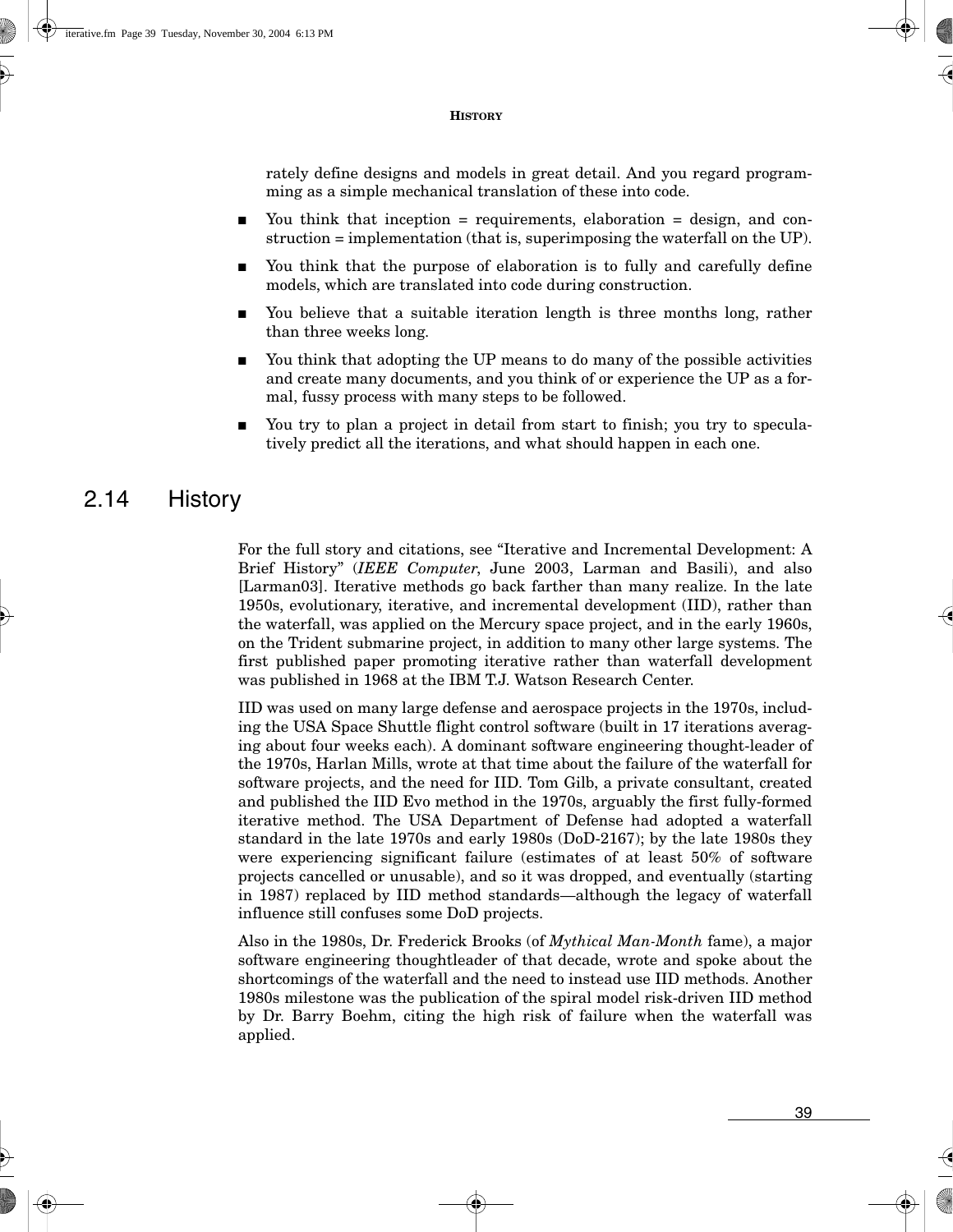rately define designs and models in great detail. And you regard programming as a simple mechanical translation of these into code.

- You think that inception = requirements, elaboration = design, and construction = implementation (that is, superimposing the waterfall on the UP).
- You think that the purpose of elaboration is to fully and carefully define models, which are translated into code during construction.
- You believe that a suitable iteration length is three months long, rather than three weeks long.
- You think that adopting the UP means to do many of the possible activities and create many documents, and you think of or experience the UP as a formal, fussy process with many steps to be followed.
- You try to plan a project in detail from start to finish; you try to speculatively predict all the iterations, and what should happen in each one.

## 2.14 History

For the full story and citations, see "Iterative and Incremental Development: A Brief History" (*IEEE Computer*, June 2003, Larman and Basili), and also [Larman03]. Iterative methods go back farther than many realize. In the late 1950s, evolutionary, iterative, and incremental development (IID), rather than the waterfall, was applied on the Mercury space project, and in the early 1960s, on the Trident submarine project, in addition to many other large systems. The first published paper promoting iterative rather than waterfall development was published in 1968 at the IBM T.J. Watson Research Center.

IID was used on many large defense and aerospace projects in the 1970s, including the USA Space Shuttle flight control software (built in 17 iterations averaging about four weeks each). A dominant software engineering thought-leader of the 1970s, Harlan Mills, wrote at that time about the failure of the waterfall for software projects, and the need for IID. Tom Gilb, a private consultant, created and published the IID Evo method in the 1970s, arguably the first fully-formed iterative method. The USA Department of Defense had adopted a waterfall standard in the late 1970s and early 1980s (DoD-2167); by the late 1980s they were experiencing significant failure (estimates of at least 50% of software projects cancelled or unusable), and so it was dropped, and eventually (starting in 1987) replaced by IID method standards—although the legacy of waterfall influence still confuses some DoD projects.

Also in the 1980s, Dr. Frederick Brooks (of *Mythical Man-Month* fame), a major software engineering thoughtleader of that decade, wrote and spoke about the shortcomings of the waterfall and the need to instead use IID methods. Another 1980s milestone was the publication of the spiral model risk-driven IID method by Dr. Barry Boehm, citing the high risk of failure when the waterfall was applied.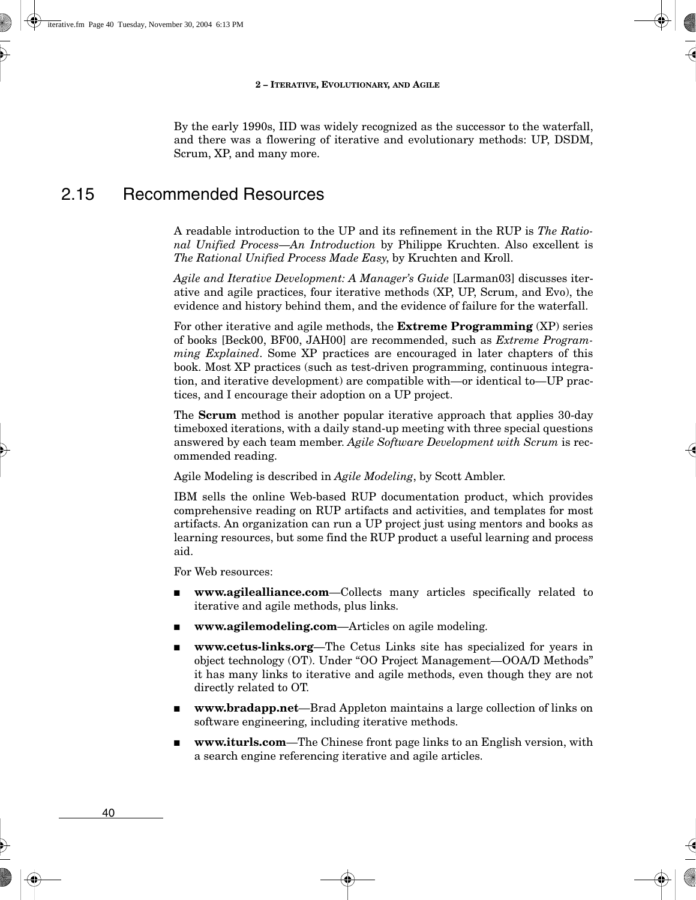By the early 1990s, IID was widely recognized as the successor to the waterfall, and there was a flowering of iterative and evolutionary methods: UP, DSDM, Scrum, XP, and many more.

## 2.15 Recommended Resources

A readable introduction to the UP and its refinement in the RUP is *The Rational Unified Process—An Introduction* by Philippe Kruchten. Also excellent is *The Rational Unified Process Made Easy*, by Kruchten and Kroll.

*Agile and Iterative Development: A Manager's Guide* [Larman03] discusses iterative and agile practices, four iterative methods (XP, UP, Scrum, and Evo), the evidence and history behind them, and the evidence of failure for the waterfall.

For other iterative and agile methods, the **Extreme Programming** (XP) series of books [Beck00, BF00, JAH00] are recommended, such as *Extreme Programming Explained*. Some XP practices are encouraged in later chapters of this book. Most XP practices (such as test-driven programming, continuous integration, and iterative development) are compatible with—or identical to—UP practices, and I encourage their adoption on a UP project.

The **Scrum** method is another popular iterative approach that applies 30-day timeboxed iterations, with a daily stand-up meeting with three special questions answered by each team member. *Agile Software Development with Scrum* is recommended reading.

Agile Modeling is described in *Agile Modeling*, by Scott Ambler.

IBM sells the online Web-based RUP documentation product, which provides comprehensive reading on RUP artifacts and activities, and templates for most artifacts. An organization can run a UP project just using mentors and books as learning resources, but some find the RUP product a useful learning and process aid.

For Web resources:

- **www.agilealliance.com**—Collects many articles specifically related to iterative and agile methods, plus links.
- **www.agilemodeling.com**—Articles on agile modeling.
- **www.cetus-links.org**—The Cetus Links site has specialized for years in object technology (OT). Under "OO Project Management—OOA/D Methods" it has many links to iterative and agile methods, even though they are not directly related to OT.
- **www.bradapp.net**—Brad Appleton maintains a large collection of links on software engineering, including iterative methods.
- **www.iturls.com**—The Chinese front page links to an English version, with a search engine referencing iterative and agile articles.